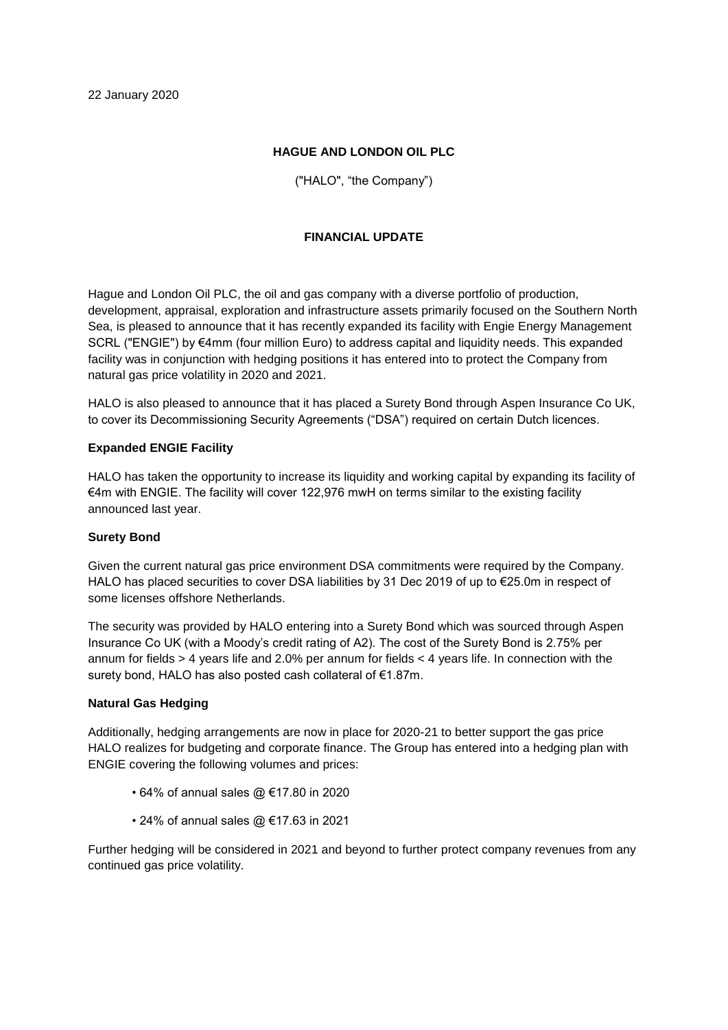22 January 2020

**HAGUE AND LONDON OIL PLC**

("HALO", "the Company")

**FINANCIAL UPDATE**

Hague and London Oil PLC, the oil and gas company with a diverse portfolio of production, development, appraisal, exploration and infrastructure assets primarily focused on the Southern North Sea, is pleased to announce that it has recently expanded its facility with Engie Energy Management SCRL ("ENGIE") by €4mm (four million Euro) to address capital and liquidity needs. This expanded facility was in conjunction with hedging positions it has entered into to protect the Company from natural gas price volatility in 2020 and 2021.

HALO is also pleased to announce that it has placed a Surety Bond through Aspen Insurance Co UK, to cover its Decommissioning Security Agreements ("DSA") required on certain Dutch licences.

**Expanded ENGIE Facility**

HALO has taken the opportunity to increase its liquidity and working capital by expanding its facility of €4m with ENGIE. The facility will cover 122,976 mwH on terms similar to the existing facility announced last year.

**Surety Bond**

Given the current natural gas price environment DSA commitments were required by the Company. HALO has placed securities to cover DSA liabilities by 31 Dec 2019 of up to €25.0m in respect of some licenses offshore Netherlands.

The security was provided by HALO entering into a Surety Bond which was sourced through Aspen Insurance Co UK (with a Moody's credit rating of A2). The cost of the Surety Bond is 2.75% per annum for fields > 4 years life and 2.0% per annum for fields < 4 years life. In connection with the surety bond, HALO has also posted cash collateral of €1.87m.

**Natural Gas Hedging**

Additionally, hedging arrangements are now in place for 2020-21 to better support the gas price HALO realizes for budgeting and corporate finance. The Group has entered into a hedging plan with ENGIE covering the following volumes and prices:

- 64% of annual sales @ €17.80 in 2020
- 24% of annual sales @ €17.63 in 2021

Further hedging will be considered in 2021 and beyond to further protect company revenues from any continued gas price volatility.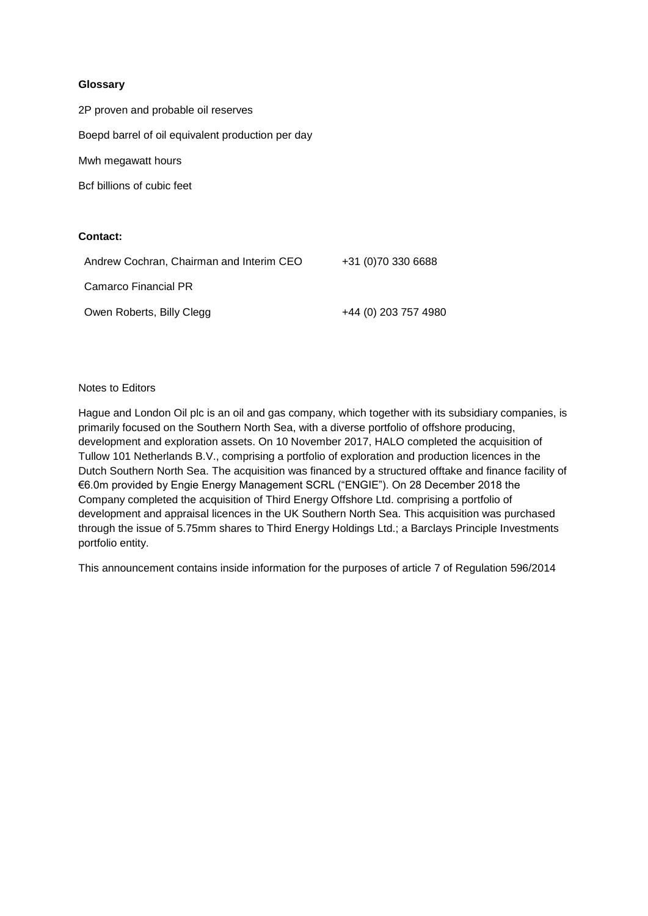**Glossary**

2P proven and probable oil reserves

Boepd barrel of oil equivalent production per day

Mwh megawatt hours

Bcf billions of cubic feet

**Contact:**

| | |
|---|---|
| Andrew Cochran, Chairman and Interim CEO | +31 (0)70 330 6688 |
| Camarco Financial PR | |
| Owen Roberts, Billy Clegg | +44 (0) 203 757 4980 |

Notes to Editors

Hague and London Oil plc is an oil and gas company, which together with its subsidiary companies, is primarily focused on the Southern North Sea, with a diverse portfolio of offshore producing, development and exploration assets. On 10 November 2017, HALO completed the acquisition of Tullow 101 Netherlands B.V., comprising a portfolio of exploration and production licences in the Dutch Southern North Sea. The acquisition was financed by a structured offtake and finance facility of €6.0m provided by Engie Energy Management SCRL ("ENGIE"). On 28 December 2018 the Company completed the acquisition of Third Energy Offshore Ltd. comprising a portfolio of development and appraisal licences in the UK Southern North Sea. This acquisition was purchased through the issue of 5.75mm shares to Third Energy Holdings Ltd.; a Barclays Principle Investments portfolio entity.

This announcement contains inside information for the purposes of article 7 of Regulation 596/2014